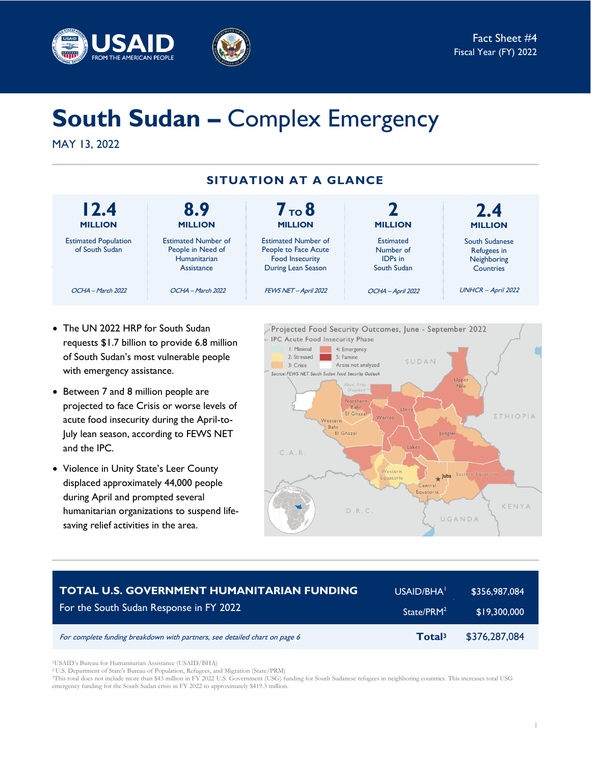Fact Sheet #4
Fiscal Year (FY) 2022

# South Sudan – Complex Emergency

MAY 13, 2022

## SITUATION AT A GLANCE

| 12.4 MILLION | 8.9 MILLION | 7 TO 8 MILLION | 2 MILLION | 2.4 MILLION |
|---|---|---|---|---|
| Estimated Population of South Sudan | Estimated Number of People in Need of Humanitarian Assistance | Estimated Number of People to Face Acute Food Insecurity During Lean Season | Estimated Number of IDPs in South Sudan | South Sudanese Refugees in Neighboring Countries |
| *OCHA – March 2022* | *OCHA – March 2022* | *FEWS NET – April 2022* | *OCHA – April 2022* | *UNHCR – April 2022* |

- The UN 2022 HRP for South Sudan requests $1.7 billion to provide 6.8 million of South Sudan's most vulnerable people with emergency assistance.
- Between 7 and 8 million people are projected to face Crisis or worse levels of acute food insecurity during the April-to-July lean season, according to FEWS NET and the IPC.
- Violence in Unity State's Leer County displaced approximately 44,000 people during April and prompted several humanitarian organizations to suspend life-saving relief activities in the area.

Projected Food Security Outcomes, June - September 2022

IPC Acute Food Insecurity Phase: 1: Minimal; 2: Stressed; 3: Crisis; 4: Emergency; 5: Famine; Areas not analyzed

*Source: FEWS NET South Sudan Food Security Outlook*

| TOTAL U.S. GOVERNMENT HUMANITARIAN FUNDING For the South Sudan Response in FY 2022 | | |
|---|---|---|
| | USAID/BHA[1] | $356,987,084 |
| | State/PRM[2] | $19,300,000 |
| *For complete funding breakdown with partners, see detailed chart on page 6* | **Total[3]** | $376,287,084 |

[1]USAID's Bureau for Humanitarian Assistance (USAID/BHA)
[2] U.S. Department of State's Bureau of Population, Refugees, and Migration (State/PRM)
[3]This total does not include more than $43 million in FY 2022 U.S. Government (USG) funding for South Sudanese refugees in neighboring countries. This increases total USG emergency funding for the South Sudan crisis in FY 2022 to approximately $419.3 million.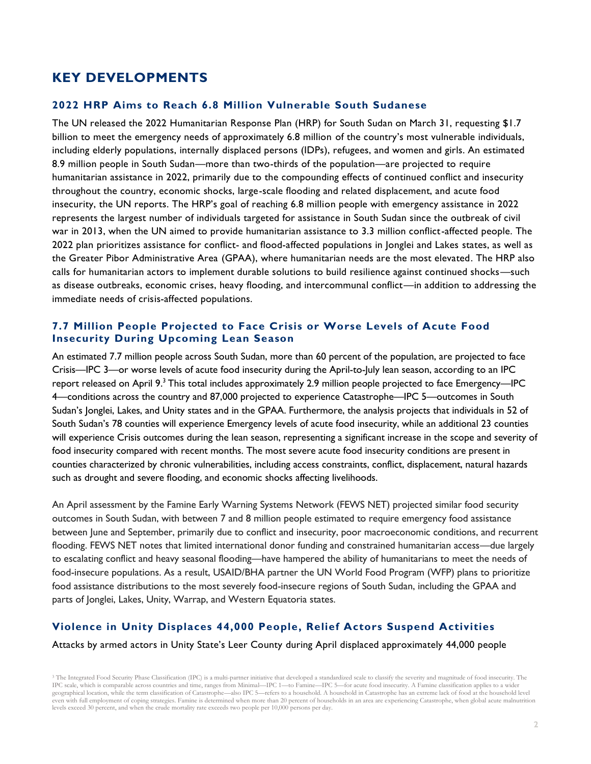# KEY DEVELOPMENTS

## 2022 HRP Aims to Reach 6.8 Million Vulnerable South Sudanese

The UN released the 2022 Humanitarian Response Plan (HRP) for South Sudan on March 31, requesting $1.7 billion to meet the emergency needs of approximately 6.8 million of the country's most vulnerable individuals, including elderly populations, internally displaced persons (IDPs), refugees, and women and girls. An estimated 8.9 million people in South Sudan—more than two-thirds of the population—are projected to require humanitarian assistance in 2022, primarily due to the compounding effects of continued conflict and insecurity throughout the country, economic shocks, large-scale flooding and related displacement, and acute food insecurity, the UN reports. The HRP's goal of reaching 6.8 million people with emergency assistance in 2022 represents the largest number of individuals targeted for assistance in South Sudan since the outbreak of civil war in 2013, when the UN aimed to provide humanitarian assistance to 3.3 million conflict-affected people. The 2022 plan prioritizes assistance for conflict- and flood-affected populations in Jonglei and Lakes states, as well as the Greater Pibor Administrative Area (GPAA), where humanitarian needs are the most elevated. The HRP also calls for humanitarian actors to implement durable solutions to build resilience against continued shocks—such as disease outbreaks, economic crises, heavy flooding, and intercommunal conflict—in addition to addressing the immediate needs of crisis-affected populations.

## 7.7 Million People Projected to Face Crisis or Worse Levels of Acute Food Insecurity During Upcoming Lean Season

An estimated 7.7 million people across South Sudan, more than 60 percent of the population, are projected to face Crisis—IPC 3—or worse levels of acute food insecurity during the April-to-July lean season, according to an IPC report released on April 9.[3] This total includes approximately 2.9 million people projected to face Emergency—IPC 4—conditions across the country and 87,000 projected to experience Catastrophe—IPC 5—outcomes in South Sudan's Jonglei, Lakes, and Unity states and in the GPAA. Furthermore, the analysis projects that individuals in 52 of South Sudan's 78 counties will experience Emergency levels of acute food insecurity, while an additional 23 counties will experience Crisis outcomes during the lean season, representing a significant increase in the scope and severity of food insecurity compared with recent months. The most severe acute food insecurity conditions are present in counties characterized by chronic vulnerabilities, including access constraints, conflict, displacement, natural hazards such as drought and severe flooding, and economic shocks affecting livelihoods.

An April assessment by the Famine Early Warning Systems Network (FEWS NET) projected similar food security outcomes in South Sudan, with between 7 and 8 million people estimated to require emergency food assistance between June and September, primarily due to conflict and insecurity, poor macroeconomic conditions, and recurrent flooding. FEWS NET notes that limited international donor funding and constrained humanitarian access—due largely to escalating conflict and heavy seasonal flooding—have hampered the ability of humanitarians to meet the needs of food-insecure populations. As a result, USAID/BHA partner the UN World Food Program (WFP) plans to prioritize food assistance distributions to the most severely food-insecure regions of South Sudan, including the GPAA and parts of Jonglei, Lakes, Unity, Warrap, and Western Equatoria states.

## Violence in Unity Displaces 44,000 People, Relief Actors Suspend Activities

Attacks by armed actors in Unity State's Leer County during April displaced approximately 44,000 people

[3] The Integrated Food Security Phase Classification (IPC) is a multi-partner initiative that developed a standardized scale to classify the severity and magnitude of food insecurity. The IPC scale, which is comparable across countries and time, ranges from Minimal—IPC 1—to Famine—IPC 5—for acute food insecurity. A Famine classification applies to a wider geographical location, while the term classification of Catastrophe—also IPC 5—refers to a household. A household in Catastrophe has an extreme lack of food at the household level even with full employment of coping strategies. Famine is determined when more than 20 percent of households in an area are experiencing Catastrophe, when global acute malnutrition levels exceed 30 percent, and when the crude mortality rate exceeds two people per 10,000 persons per day.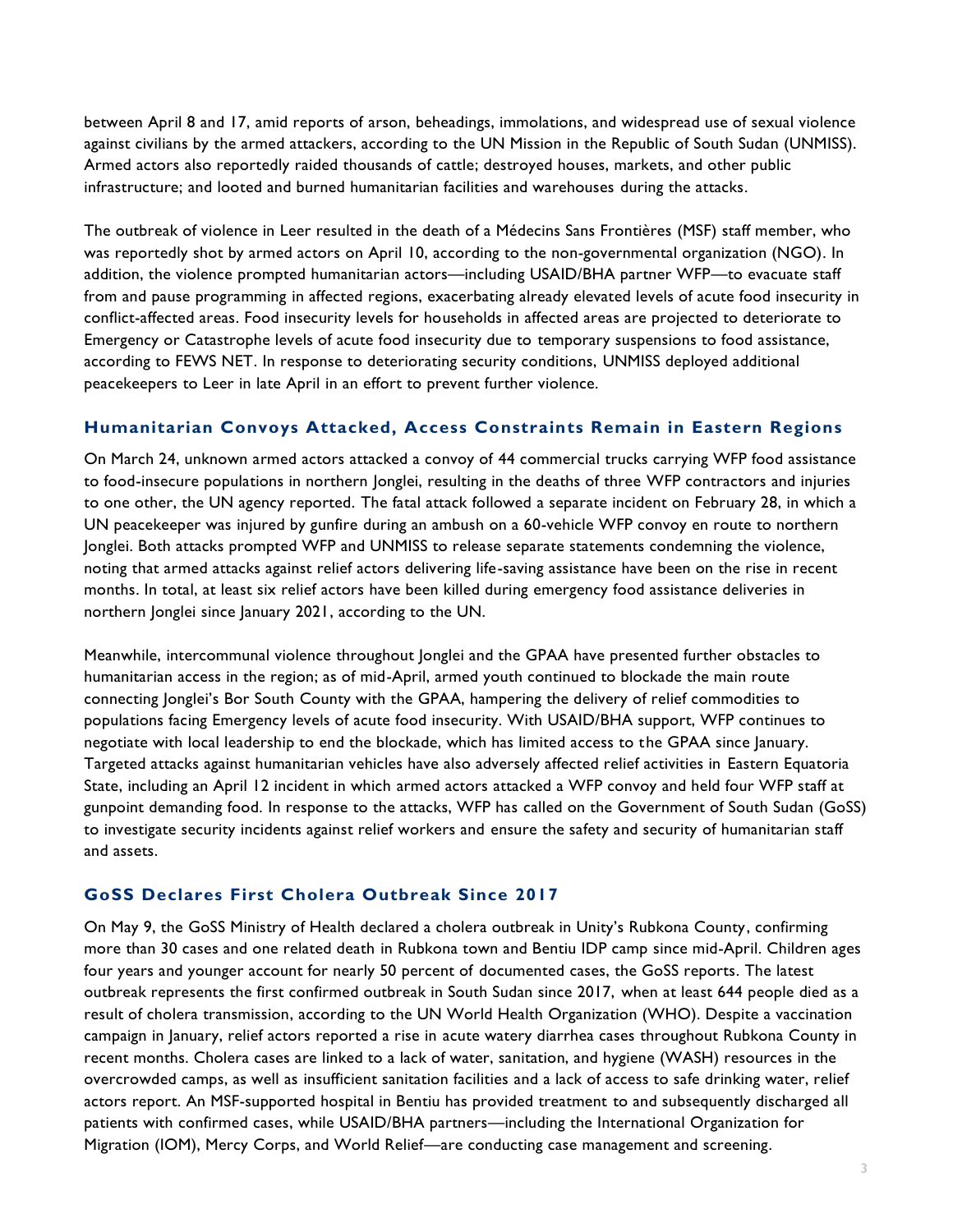between April 8 and 17, amid reports of arson, beheadings, immolations, and widespread use of sexual violence against civilians by the armed attackers, according to the UN Mission in the Republic of South Sudan (UNMISS). Armed actors also reportedly raided thousands of cattle; destroyed houses, markets, and other public infrastructure; and looted and burned humanitarian facilities and warehouses during the attacks.

The outbreak of violence in Leer resulted in the death of a Médecins Sans Frontières (MSF) staff member, who was reportedly shot by armed actors on April 10, according to the non-governmental organization (NGO). In addition, the violence prompted humanitarian actors—including USAID/BHA partner WFP—to evacuate staff from and pause programming in affected regions, exacerbating already elevated levels of acute food insecurity in conflict-affected areas. Food insecurity levels for households in affected areas are projected to deteriorate to Emergency or Catastrophe levels of acute food insecurity due to temporary suspensions to food assistance, according to FEWS NET. In response to deteriorating security conditions, UNMISS deployed additional peacekeepers to Leer in late April in an effort to prevent further violence.

### Humanitarian Convoys Attacked, Access Constraints Remain in Eastern Regions

On March 24, unknown armed actors attacked a convoy of 44 commercial trucks carrying WFP food assistance to food-insecure populations in northern Jonglei, resulting in the deaths of three WFP contractors and injuries to one other, the UN agency reported. The fatal attack followed a separate incident on February 28, in which a UN peacekeeper was injured by gunfire during an ambush on a 60-vehicle WFP convoy en route to northern Jonglei. Both attacks prompted WFP and UNMISS to release separate statements condemning the violence, noting that armed attacks against relief actors delivering life-saving assistance have been on the rise in recent months. In total, at least six relief actors have been killed during emergency food assistance deliveries in northern Jonglei since January 2021, according to the UN.

Meanwhile, intercommunal violence throughout Jonglei and the GPAA have presented further obstacles to humanitarian access in the region; as of mid-April, armed youth continued to blockade the main route connecting Jonglei's Bor South County with the GPAA, hampering the delivery of relief commodities to populations facing Emergency levels of acute food insecurity. With USAID/BHA support, WFP continues to negotiate with local leadership to end the blockade, which has limited access to the GPAA since January. Targeted attacks against humanitarian vehicles have also adversely affected relief activities in Eastern Equatoria State, including an April 12 incident in which armed actors attacked a WFP convoy and held four WFP staff at gunpoint demanding food. In response to the attacks, WFP has called on the Government of South Sudan (GoSS) to investigate security incidents against relief workers and ensure the safety and security of humanitarian staff and assets.

### GoSS Declares First Cholera Outbreak Since 2017

On May 9, the GoSS Ministry of Health declared a cholera outbreak in Unity's Rubkona County, confirming more than 30 cases and one related death in Rubkona town and Bentiu IDP camp since mid-April. Children ages four years and younger account for nearly 50 percent of documented cases, the GoSS reports. The latest outbreak represents the first confirmed outbreak in South Sudan since 2017, when at least 644 people died as a result of cholera transmission, according to the UN World Health Organization (WHO). Despite a vaccination campaign in January, relief actors reported a rise in acute watery diarrhea cases throughout Rubkona County in recent months. Cholera cases are linked to a lack of water, sanitation, and hygiene (WASH) resources in the overcrowded camps, as well as insufficient sanitation facilities and a lack of access to safe drinking water, relief actors report. An MSF-supported hospital in Bentiu has provided treatment to and subsequently discharged all patients with confirmed cases, while USAID/BHA partners—including the International Organization for Migration (IOM), Mercy Corps, and World Relief—are conducting case management and screening.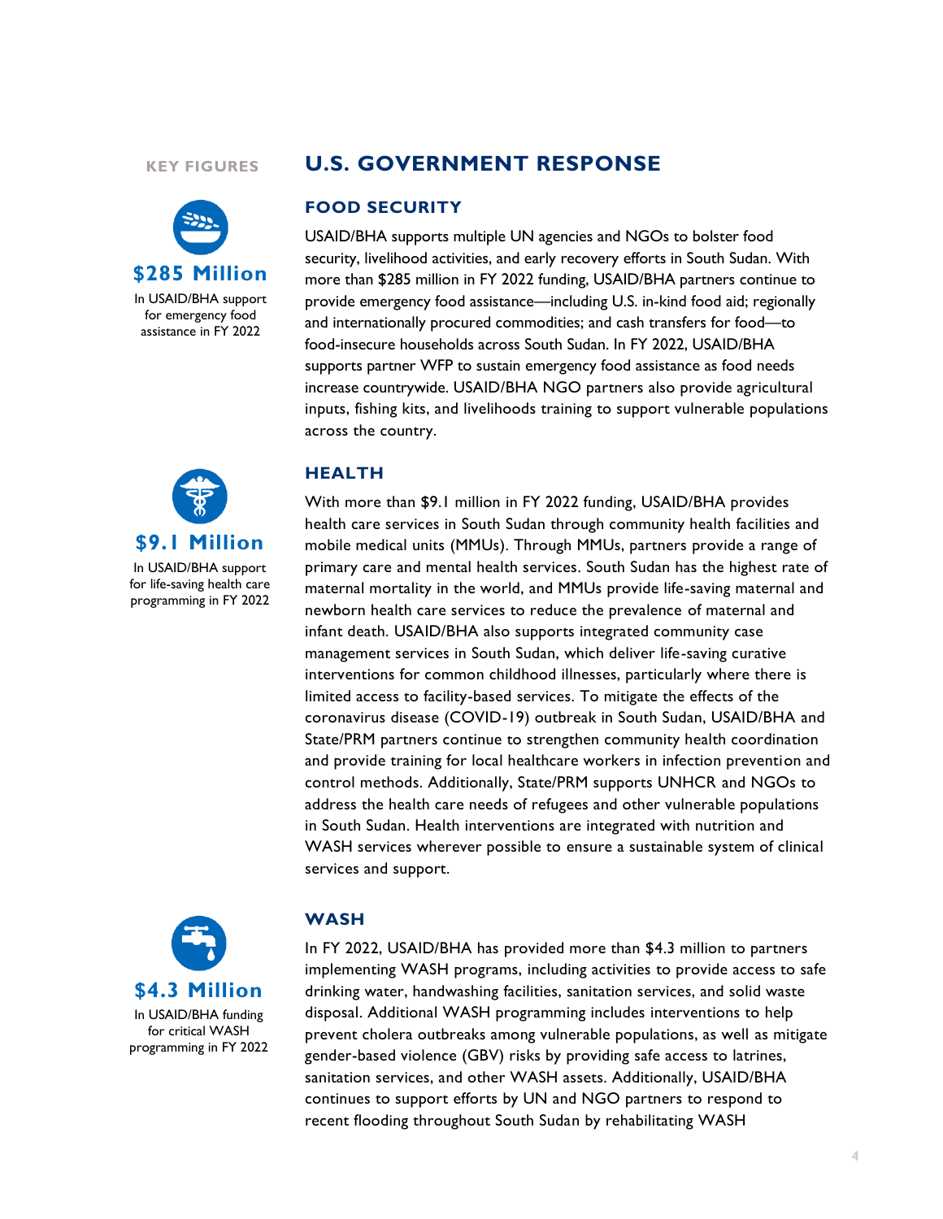## KEY FIGURES

**$285 Million**

In USAID/BHA support for emergency food assistance in FY 2022

**$9.1 Million**

In USAID/BHA support for life-saving health care programming in FY 2022

**$4.3 Million**

In USAID/BHA funding for critical WASH programming in FY 2022

# U.S. GOVERNMENT RESPONSE

## FOOD SECURITY

USAID/BHA supports multiple UN agencies and NGOs to bolster food security, livelihood activities, and early recovery efforts in South Sudan. With more than $285 million in FY 2022 funding, USAID/BHA partners continue to provide emergency food assistance—including U.S. in-kind food aid; regionally and internationally procured commodities; and cash transfers for food—to food-insecure households across South Sudan. In FY 2022, USAID/BHA supports partner WFP to sustain emergency food assistance as food needs increase countrywide. USAID/BHA NGO partners also provide agricultural inputs, fishing kits, and livelihoods training to support vulnerable populations across the country.

## HEALTH

With more than $9.1 million in FY 2022 funding, USAID/BHA provides health care services in South Sudan through community health facilities and mobile medical units (MMUs). Through MMUs, partners provide a range of primary care and mental health services. South Sudan has the highest rate of maternal mortality in the world, and MMUs provide life-saving maternal and newborn health care services to reduce the prevalence of maternal and infant death. USAID/BHA also supports integrated community case management services in South Sudan, which deliver life-saving curative interventions for common childhood illnesses, particularly where there is limited access to facility-based services. To mitigate the effects of the coronavirus disease (COVID-19) outbreak in South Sudan, USAID/BHA and State/PRM partners continue to strengthen community health coordination and provide training for local healthcare workers in infection prevention and control methods. Additionally, State/PRM supports UNHCR and NGOs to address the health care needs of refugees and other vulnerable populations in South Sudan. Health interventions are integrated with nutrition and WASH services wherever possible to ensure a sustainable system of clinical services and support.

## WASH

In FY 2022, USAID/BHA has provided more than $4.3 million to partners implementing WASH programs, including activities to provide access to safe drinking water, handwashing facilities, sanitation services, and solid waste disposal. Additional WASH programming includes interventions to help prevent cholera outbreaks among vulnerable populations, as well as mitigate gender-based violence (GBV) risks by providing safe access to latrines, sanitation services, and other WASH assets. Additionally, USAID/BHA continues to support efforts by UN and NGO partners to respond to recent flooding throughout South Sudan by rehabilitating WASH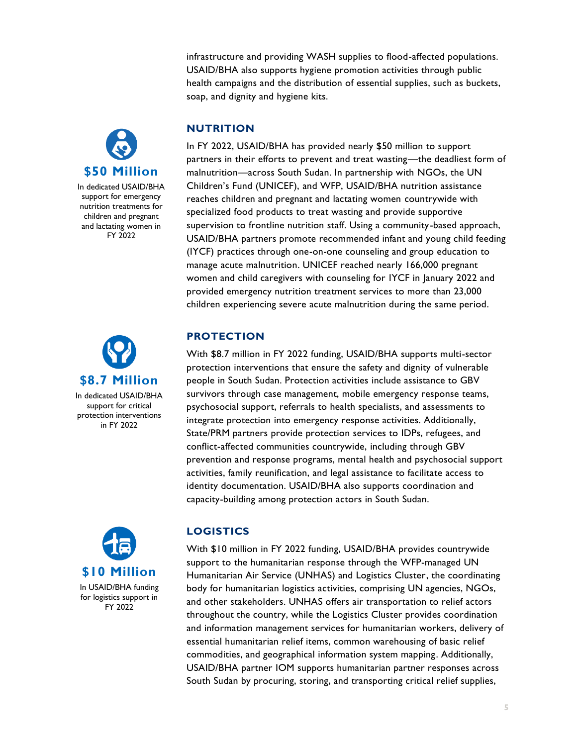infrastructure and providing WASH supplies to flood-affected populations. USAID/BHA also supports hygiene promotion activities through public health campaigns and the distribution of essential supplies, such as buckets, soap, and dignity and hygiene kits.

**$50 Million**

In dedicated USAID/BHA support for emergency nutrition treatments for children and pregnant and lactating women in FY 2022

## NUTRITION

In FY 2022, USAID/BHA has provided nearly $50 million to support partners in their efforts to prevent and treat wasting—the deadliest form of malnutrition—across South Sudan. In partnership with NGOs, the UN Children's Fund (UNICEF), and WFP, USAID/BHA nutrition assistance reaches children and pregnant and lactating women countrywide with specialized food products to treat wasting and provide supportive supervision to frontline nutrition staff. Using a community-based approach, USAID/BHA partners promote recommended infant and young child feeding (IYCF) practices through one-on-one counseling and group education to manage acute malnutrition. UNICEF reached nearly 166,000 pregnant women and child caregivers with counseling for IYCF in January 2022 and provided emergency nutrition treatment services to more than 23,000 children experiencing severe acute malnutrition during the same period.

**$8.7 Million**

In dedicated USAID/BHA support for critical protection interventions in FY 2022

## PROTECTION

With $8.7 million in FY 2022 funding, USAID/BHA supports multi-sector protection interventions that ensure the safety and dignity of vulnerable people in South Sudan. Protection activities include assistance to GBV survivors through case management, mobile emergency response teams, psychosocial support, referrals to health specialists, and assessments to integrate protection into emergency response activities. Additionally, State/PRM partners provide protection services to IDPs, refugees, and conflict-affected communities countrywide, including through GBV prevention and response programs, mental health and psychosocial support activities, family reunification, and legal assistance to facilitate access to identity documentation. USAID/BHA also supports coordination and capacity-building among protection actors in South Sudan.

**$10 Million**

In USAID/BHA funding for logistics support in FY 2022

## LOGISTICS

With $10 million in FY 2022 funding, USAID/BHA provides countrywide support to the humanitarian response through the WFP-managed UN Humanitarian Air Service (UNHAS) and Logistics Cluster, the coordinating body for humanitarian logistics activities, comprising UN agencies, NGOs, and other stakeholders. UNHAS offers air transportation to relief actors throughout the country, while the Logistics Cluster provides coordination and information management services for humanitarian workers, delivery of essential humanitarian relief items, common warehousing of basic relief commodities, and geographical information system mapping. Additionally, USAID/BHA partner IOM supports humanitarian partner responses across South Sudan by procuring, storing, and transporting critical relief supplies,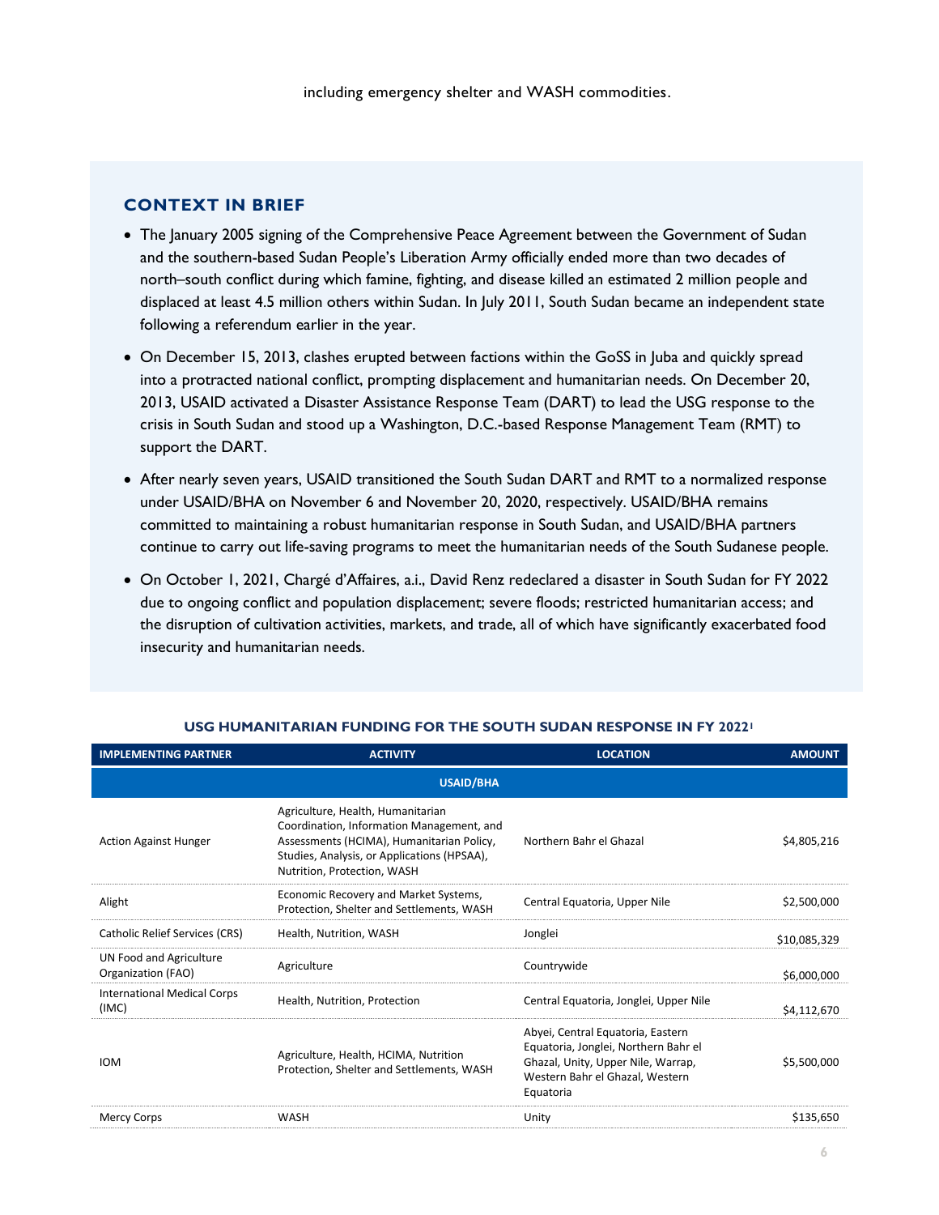including emergency shelter and WASH commodities.

## CONTEXT IN BRIEF

- The January 2005 signing of the Comprehensive Peace Agreement between the Government of Sudan and the southern-based Sudan People's Liberation Army officially ended more than two decades of north–south conflict during which famine, fighting, and disease killed an estimated 2 million people and displaced at least 4.5 million others within Sudan. In July 2011, South Sudan became an independent state following a referendum earlier in the year.
- On December 15, 2013, clashes erupted between factions within the GoSS in Juba and quickly spread into a protracted national conflict, prompting displacement and humanitarian needs. On December 20, 2013, USAID activated a Disaster Assistance Response Team (DART) to lead the USG response to the crisis in South Sudan and stood up a Washington, D.C.-based Response Management Team (RMT) to support the DART.
- After nearly seven years, USAID transitioned the South Sudan DART and RMT to a normalized response under USAID/BHA on November 6 and November 20, 2020, respectively. USAID/BHA remains committed to maintaining a robust humanitarian response in South Sudan, and USAID/BHA partners continue to carry out life-saving programs to meet the humanitarian needs of the South Sudanese people.
- On October 1, 2021, Chargé d'Affaires, a.i., David Renz redeclared a disaster in South Sudan for FY 2022 due to ongoing conflict and population displacement; severe floods; restricted humanitarian access; and the disruption of cultivation activities, markets, and trade, all of which have significantly exacerbated food insecurity and humanitarian needs.

### USG HUMANITARIAN FUNDING FOR THE SOUTH SUDAN RESPONSE IN FY 2022[1]

| IMPLEMENTING PARTNER | ACTIVITY | LOCATION | AMOUNT |
|---|---|---|---|
| | **USAID/BHA** | | |
| Action Against Hunger | Agriculture, Health, Humanitarian Coordination, Information Management, and Assessments (HCIMA), Humanitarian Policy, Studies, Analysis, or Applications (HPSAA), Nutrition, Protection, WASH | Northern Bahr el Ghazal | $4,805,216 |
| Alight | Economic Recovery and Market Systems, Protection, Shelter and Settlements, WASH | Central Equatoria, Upper Nile | $2,500,000 |
| Catholic Relief Services (CRS) | Health, Nutrition, WASH | Jonglei | $10,085,329 |
| UN Food and Agriculture Organization (FAO) | Agriculture | Countrywide | $6,000,000 |
| International Medical Corps (IMC) | Health, Nutrition, Protection | Central Equatoria, Jonglei, Upper Nile | $4,112,670 |
| IOM | Agriculture, Health, HCIMA, Nutrition Protection, Shelter and Settlements, WASH | Abyei, Central Equatoria, Eastern Equatoria, Jonglei, Northern Bahr el Ghazal, Unity, Upper Nile, Warrap, Western Bahr el Ghazal, Western Equatoria | $5,500,000 |
| Mercy Corps | WASH | Unity | $135,650 |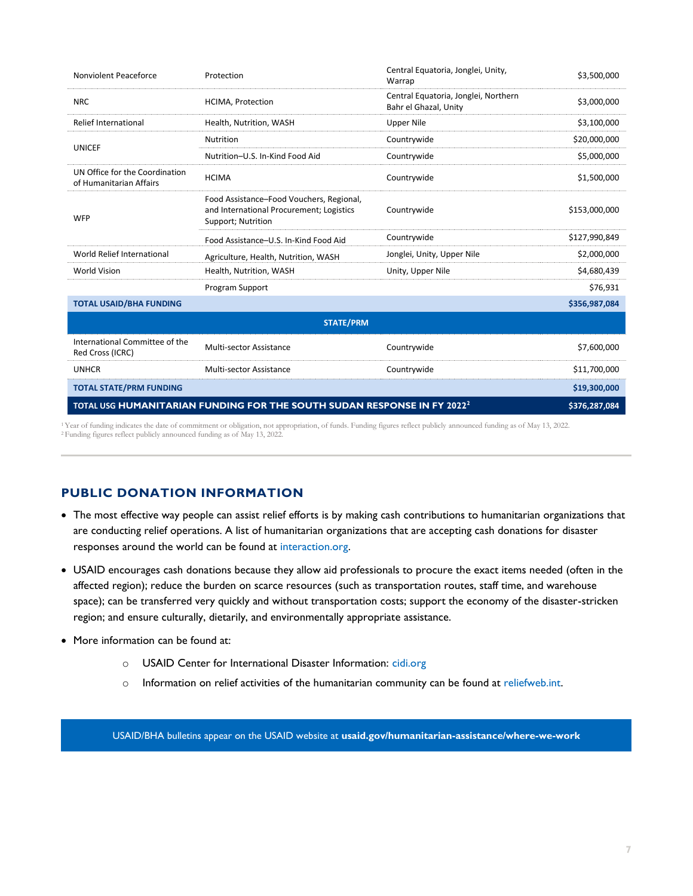| | | | |
|---|---|---|---|
| Nonviolent Peaceforce | Protection | Central Equatoria, Jonglei, Unity, Warrap | $3,500,000 |
| NRC | HCIMA, Protection | Central Equatoria, Jonglei, Northern Bahr el Ghazal, Unity | $3,000,000 |
| Relief International | Health, Nutrition, WASH | Upper Nile | $3,100,000 |
| UNICEF | Nutrition | Countrywide | $20,000,000 |
| | Nutrition–U.S. In-Kind Food Aid | Countrywide | $5,000,000 |
| UN Office for the Coordination of Humanitarian Affairs | HCIMA | Countrywide | $1,500,000 |
| WFP | Food Assistance–Food Vouchers, Regional, and International Procurement; Logistics Support; Nutrition | Countrywide | $153,000,000 |
| | Food Assistance–U.S. In-Kind Food Aid | Countrywide | $127,990,849 |
| World Relief International | Agriculture, Health, Nutrition, WASH | Jonglei, Unity, Upper Nile | $2,000,000 |
| World Vision | Health, Nutrition, WASH | Unity, Upper Nile | $4,680,439 |
| | Program Support | | $76,931 |
| **TOTAL USAID/BHA FUNDING** | | | **$356,987,084** |
| **STATE/PRM** | | | |
| International Committee of the Red Cross (ICRC) | Multi-sector Assistance | Countrywide | $7,600,000 |
| UNHCR | Multi-sector Assistance | Countrywide | $11,700,000 |
| **TOTAL STATE/PRM FUNDING** | | | **$19,300,000** |
| **TOTAL USG HUMANITARIAN FUNDING FOR THE SOUTH SUDAN RESPONSE IN FY 2022**[2] | | | **$376,287,084** |

[1] Year of funding indicates the date of commitment or obligation, not appropriation, of funds. Funding figures reflect publicly announced funding as of May 13, 2022.
[2] Funding figures reflect publicly announced funding as of May 13, 2022.

## PUBLIC DONATION INFORMATION

- The most effective way people can assist relief efforts is by making cash contributions to humanitarian organizations that are conducting relief operations. A list of humanitarian organizations that are accepting cash donations for disaster responses around the world can be found at interaction.org.
- USAID encourages cash donations because they allow aid professionals to procure the exact items needed (often in the affected region); reduce the burden on scarce resources (such as transportation routes, staff time, and warehouse space); can be transferred very quickly and without transportation costs; support the economy of the disaster-stricken region; and ensure culturally, dietarily, and environmentally appropriate assistance.
- More information can be found at:
  - USAID Center for International Disaster Information: cidi.org
  - Information on relief activities of the humanitarian community can be found at reliefweb.int.

USAID/BHA bulletins appear on the USAID website at **usaid.gov/humanitarian-assistance/where-we-work**